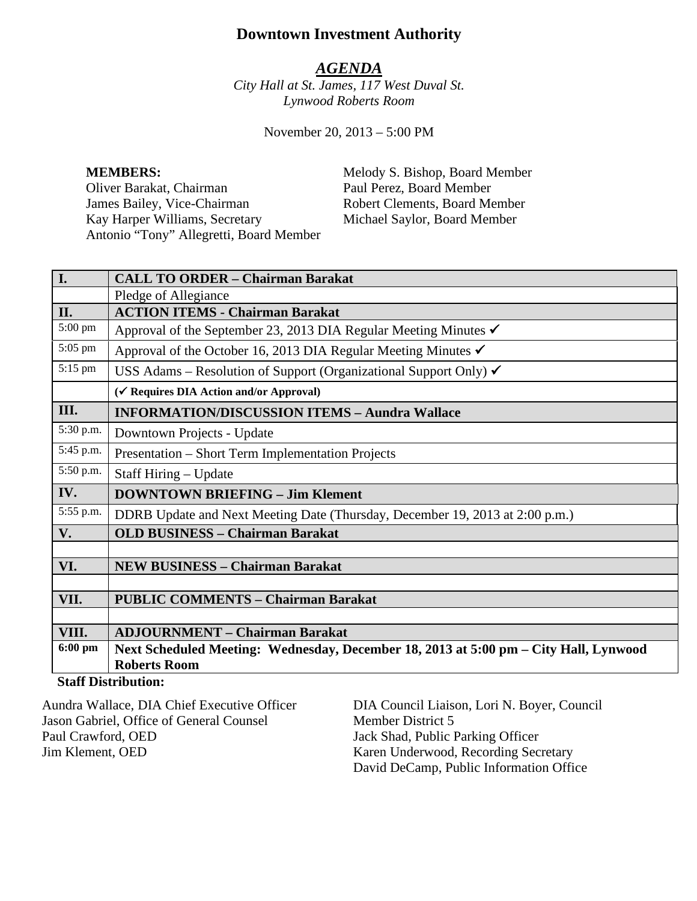# Downtown Investment Authority

## *AGENDA*

*City Hall at St. James, 117 West Duval St.*
*Lynwood Roberts Room*

November 20, 2013 – 5:00 PM

**MEMBERS:**
Oliver Barakat, Chairman
James Bailey, Vice-Chairman
Kay Harper Williams, Secretary
Antonio "Tony" Allegretti, Board Member
Melody S. Bishop, Board Member
Paul Perez, Board Member
Robert Clements, Board Member
Michael Saylor, Board Member

| **I.** | **CALL TO ORDER – Chairman Barakat** |
|---|---|
| | Pledge of Allegiance |
| **II.** | **ACTION ITEMS - Chairman Barakat** |
| 5:00 pm | Approval of the September 23, 2013 DIA Regular Meeting Minutes ✓ |
| 5:05 pm | Approval of the October 16, 2013 DIA Regular Meeting Minutes ✓ |
| 5:15 pm | USS Adams – Resolution of Support (Organizational Support Only) ✓ |
| | **(✓ Requires DIA Action and/or Approval)** |
| **III.** | **INFORMATION/DISCUSSION ITEMS – Aundra Wallace** |
| 5:30 p.m. | Downtown Projects - Update |
| 5:45 p.m. | Presentation – Short Term Implementation Projects |
| 5:50 p.m. | Staff Hiring – Update |
| **IV.** | **DOWNTOWN BRIEFING – Jim Klement** |
| 5:55 p.m. | DDRB Update and Next Meeting Date (Thursday, December 19, 2013 at 2:00 p.m.) |
| **V.** | **OLD BUSINESS – Chairman Barakat** |
| | |
| **VI.** | **NEW BUSINESS – Chairman Barakat** |
| | |
| **VII.** | **PUBLIC COMMENTS – Chairman Barakat** |
| | |
| **VIII.** | **ADJOURNMENT – Chairman Barakat** |
| **6:00 pm** | **Next Scheduled Meeting: Wednesday, December 18, 2013 at 5:00 pm – City Hall, Lynwood Roberts Room** |

**Staff Distribution:**

Aundra Wallace, DIA Chief Executive Officer
Jason Gabriel, Office of General Counsel
Paul Crawford, OED
Jim Klement, OED
DIA Council Liaison, Lori N. Boyer, Council Member District 5
Jack Shad, Public Parking Officer
Karen Underwood, Recording Secretary
David DeCamp, Public Information Office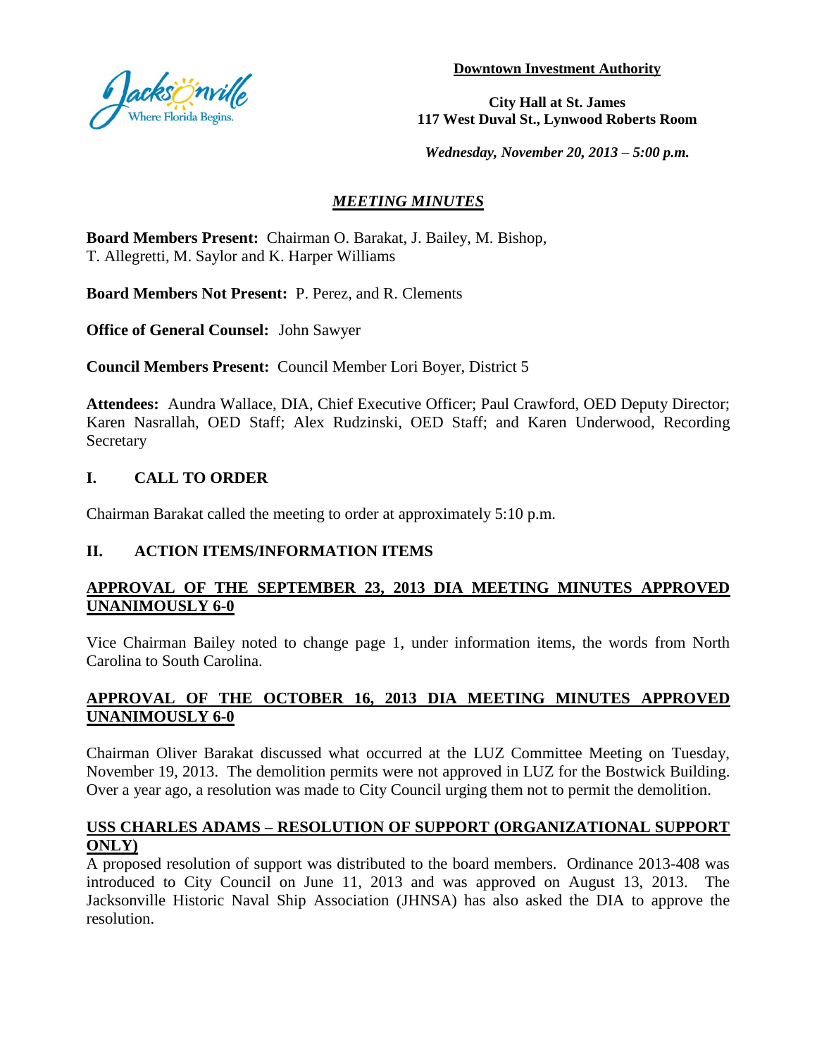**Downtown Investment Authority**

**City Hall at St. James**
**117 West Duval St., Lynwood Roberts Room**

***Wednesday, November 20, 2013 – 5:00 p.m.***

## *MEETING MINUTES*

**Board Members Present:** Chairman O. Barakat, J. Bailey, M. Bishop, T. Allegretti, M. Saylor and K. Harper Williams

**Board Members Not Present:** P. Perez, and R. Clements

**Office of General Counsel:** John Sawyer

**Council Members Present:** Council Member Lori Boyer, District 5

**Attendees:** Aundra Wallace, DIA, Chief Executive Officer; Paul Crawford, OED Deputy Director; Karen Nasrallah, OED Staff; Alex Rudzinski, OED Staff; and Karen Underwood, Recording Secretary

## I. CALL TO ORDER

Chairman Barakat called the meeting to order at approximately 5:10 p.m.

## II. ACTION ITEMS/INFORMATION ITEMS

**APPROVAL OF THE SEPTEMBER 23, 2013 DIA MEETING MINUTES APPROVED UNANIMOUSLY 6-0**

Vice Chairman Bailey noted to change page 1, under information items, the words from North Carolina to South Carolina.

**APPROVAL OF THE OCTOBER 16, 2013 DIA MEETING MINUTES APPROVED UNANIMOUSLY 6-0**

Chairman Oliver Barakat discussed what occurred at the LUZ Committee Meeting on Tuesday, November 19, 2013. The demolition permits were not approved in LUZ for the Bostwick Building. Over a year ago, a resolution was made to City Council urging them not to permit the demolition.

**USS CHARLES ADAMS – RESOLUTION OF SUPPORT (ORGANIZATIONAL SUPPORT ONLY)**

A proposed resolution of support was distributed to the board members. Ordinance 2013-408 was introduced to City Council on June 11, 2013 and was approved on August 13, 2013. The Jacksonville Historic Naval Ship Association (JHNSA) has also asked the DIA to approve the resolution.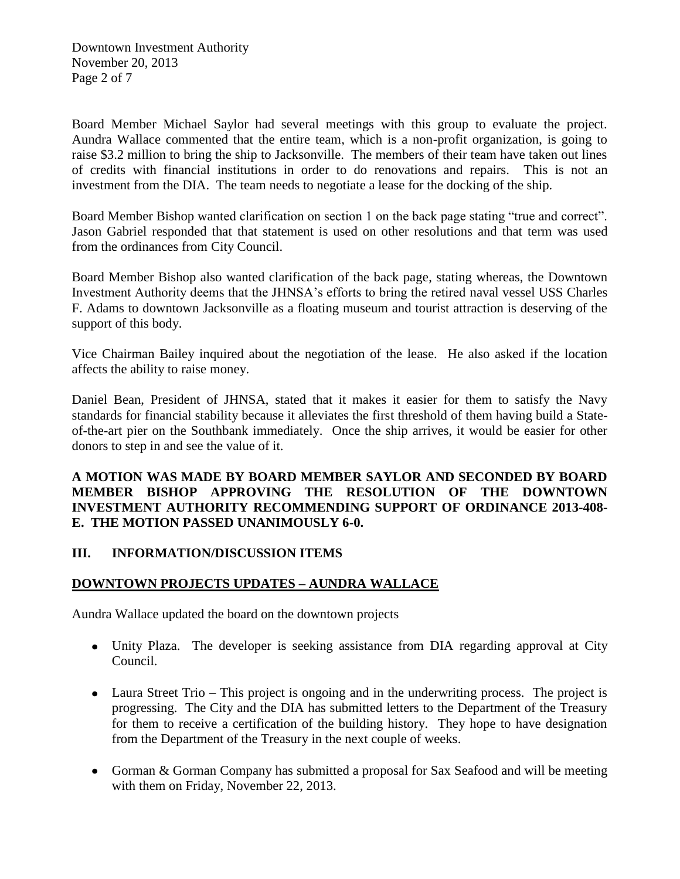Board Member Michael Saylor had several meetings with this group to evaluate the project. Aundra Wallace commented that the entire team, which is a non-profit organization, is going to raise \$3.2 million to bring the ship to Jacksonville. The members of their team have taken out lines of credits with financial institutions in order to do renovations and repairs. This is not an investment from the DIA. The team needs to negotiate a lease for the docking of the ship.

Board Member Bishop wanted clarification on section 1 on the back page stating "true and correct". Jason Gabriel responded that that statement is used on other resolutions and that term was used from the ordinances from City Council.

Board Member Bishop also wanted clarification of the back page, stating whereas, the Downtown Investment Authority deems that the JHNSA's efforts to bring the retired naval vessel USS Charles F. Adams to downtown Jacksonville as a floating museum and tourist attraction is deserving of the support of this body.

Vice Chairman Bailey inquired about the negotiation of the lease. He also asked if the location affects the ability to raise money.

Daniel Bean, President of JHNSA, stated that it makes it easier for them to satisfy the Navy standards for financial stability because it alleviates the first threshold of them having build a State-of-the-art pier on the Southbank immediately. Once the ship arrives, it would be easier for other donors to step in and see the value of it.

**A MOTION WAS MADE BY BOARD MEMBER SAYLOR AND SECONDED BY BOARD MEMBER BISHOP APPROVING THE RESOLUTION OF THE DOWNTOWN INVESTMENT AUTHORITY RECOMMENDING SUPPORT OF ORDINANCE 2013-408-E. THE MOTION PASSED UNANIMOUSLY 6-0.**

## III. INFORMATION/DISCUSSION ITEMS

**DOWNTOWN PROJECTS UPDATES – AUNDRA WALLACE**

Aundra Wallace updated the board on the downtown projects

- Unity Plaza. The developer is seeking assistance from DIA regarding approval at City Council.
- Laura Street Trio – This project is ongoing and in the underwriting process. The project is progressing. The City and the DIA has submitted letters to the Department of the Treasury for them to receive a certification of the building history. They hope to have designation from the Department of the Treasury in the next couple of weeks.
- Gorman & Gorman Company has submitted a proposal for Sax Seafood and will be meeting with them on Friday, November 22, 2013.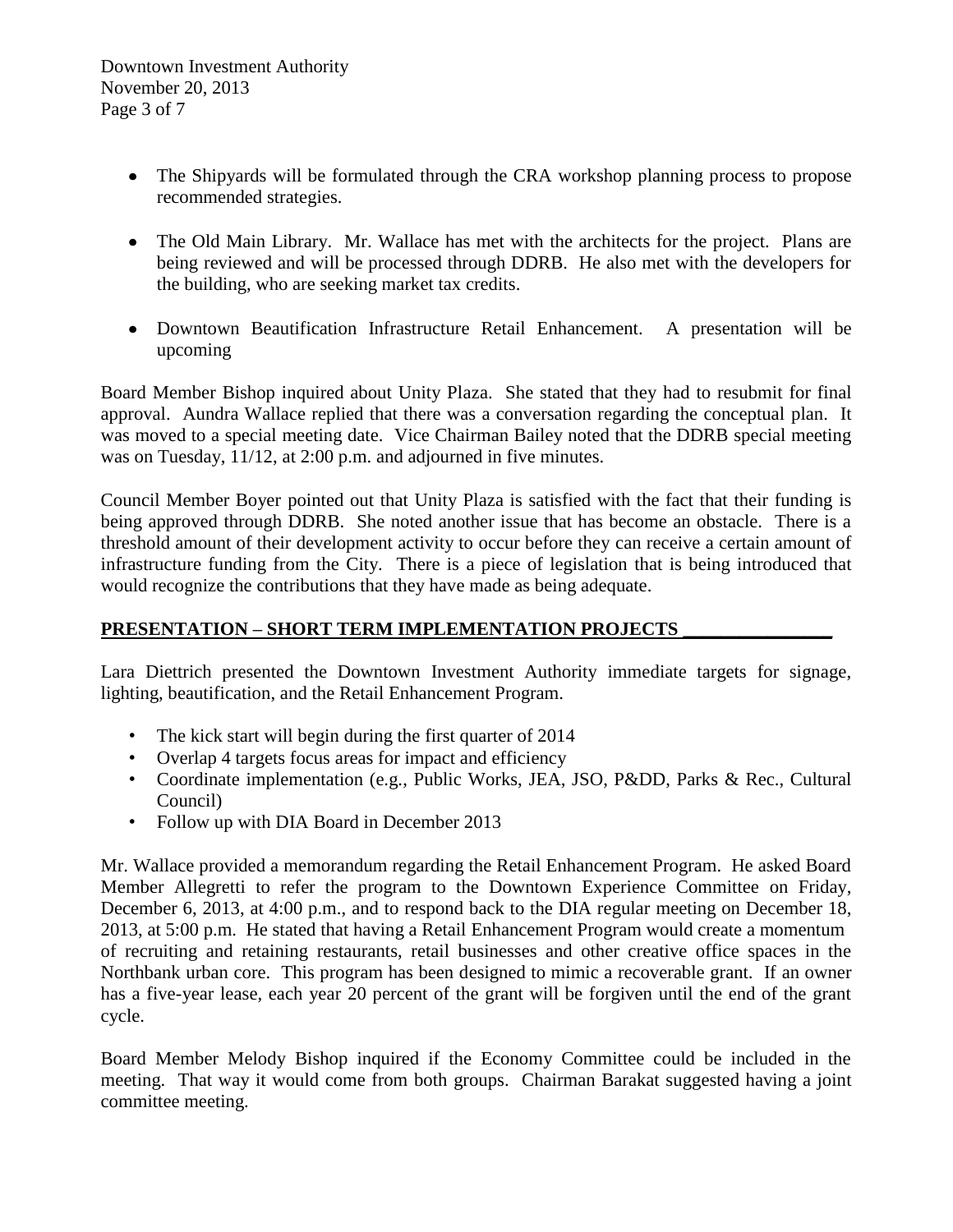- The Shipyards will be formulated through the CRA workshop planning process to propose recommended strategies.

- The Old Main Library. Mr. Wallace has met with the architects for the project. Plans are being reviewed and will be processed through DDRB. He also met with the developers for the building, who are seeking market tax credits.

- Downtown Beautification Infrastructure Retail Enhancement. A presentation will be upcoming

Board Member Bishop inquired about Unity Plaza. She stated that they had to resubmit for final approval. Aundra Wallace replied that there was a conversation regarding the conceptual plan. It was moved to a special meeting date. Vice Chairman Bailey noted that the DDRB special meeting was on Tuesday, 11/12, at 2:00 p.m. and adjourned in five minutes.

Council Member Boyer pointed out that Unity Plaza is satisfied with the fact that their funding is being approved through DDRB. She noted another issue that has become an obstacle. There is a threshold amount of their development activity to occur before they can receive a certain amount of infrastructure funding from the City. There is a piece of legislation that is being introduced that would recognize the contributions that they have made as being adequate.

## PRESENTATION – SHORT TERM IMPLEMENTATION PROJECTS

Lara Diettrich presented the Downtown Investment Authority immediate targets for signage, lighting, beautification, and the Retail Enhancement Program.

- The kick start will begin during the first quarter of 2014
- Overlap 4 targets focus areas for impact and efficiency
- Coordinate implementation (e.g., Public Works, JEA, JSO, P&DD, Parks & Rec., Cultural Council)
- Follow up with DIA Board in December 2013

Mr. Wallace provided a memorandum regarding the Retail Enhancement Program. He asked Board Member Allegretti to refer the program to the Downtown Experience Committee on Friday, December 6, 2013, at 4:00 p.m., and to respond back to the DIA regular meeting on December 18, 2013, at 5:00 p.m. He stated that having a Retail Enhancement Program would create a momentum of recruiting and retaining restaurants, retail businesses and other creative office spaces in the Northbank urban core. This program has been designed to mimic a recoverable grant. If an owner has a five-year lease, each year 20 percent of the grant will be forgiven until the end of the grant cycle.

Board Member Melody Bishop inquired if the Economy Committee could be included in the meeting. That way it would come from both groups. Chairman Barakat suggested having a joint committee meeting.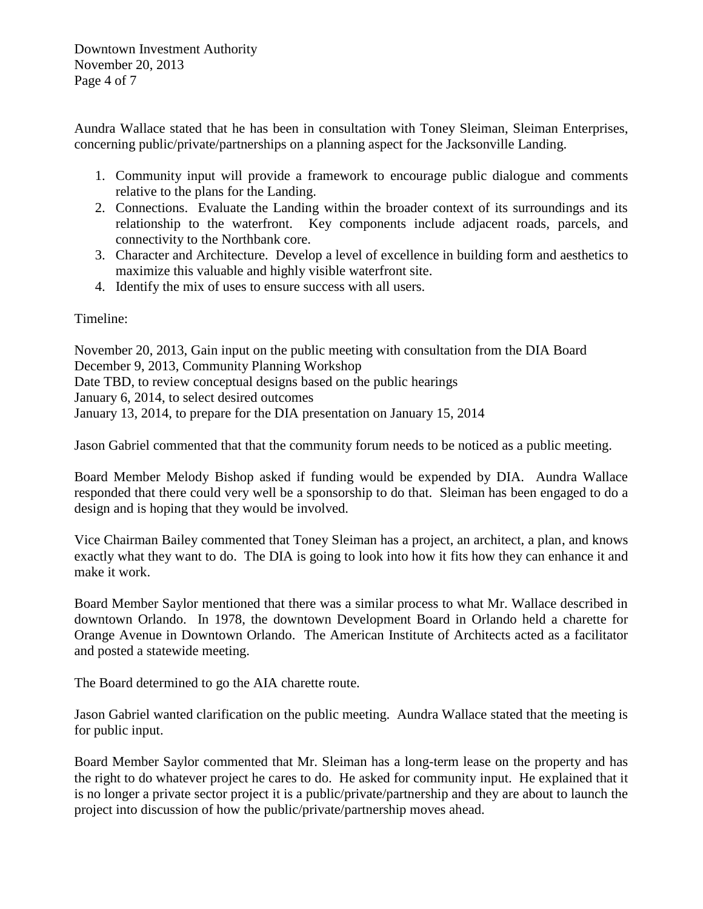Aundra Wallace stated that he has been in consultation with Toney Sleiman, Sleiman Enterprises, concerning public/private/partnerships on a planning aspect for the Jacksonville Landing.

1. Community input will provide a framework to encourage public dialogue and comments relative to the plans for the Landing.
2. Connections. Evaluate the Landing within the broader context of its surroundings and its relationship to the waterfront. Key components include adjacent roads, parcels, and connectivity to the Northbank core.
3. Character and Architecture. Develop a level of excellence in building form and aesthetics to maximize this valuable and highly visible waterfront site.
4. Identify the mix of uses to ensure success with all users.

Timeline:

November 20, 2013, Gain input on the public meeting with consultation from the DIA Board
December 9, 2013, Community Planning Workshop
Date TBD, to review conceptual designs based on the public hearings
January 6, 2014, to select desired outcomes
January 13, 2014, to prepare for the DIA presentation on January 15, 2014

Jason Gabriel commented that that the community forum needs to be noticed as a public meeting.

Board Member Melody Bishop asked if funding would be expended by DIA. Aundra Wallace responded that there could very well be a sponsorship to do that. Sleiman has been engaged to do a design and is hoping that they would be involved.

Vice Chairman Bailey commented that Toney Sleiman has a project, an architect, a plan, and knows exactly what they want to do. The DIA is going to look into how it fits how they can enhance it and make it work.

Board Member Saylor mentioned that there was a similar process to what Mr. Wallace described in downtown Orlando. In 1978, the downtown Development Board in Orlando held a charette for Orange Avenue in Downtown Orlando. The American Institute of Architects acted as a facilitator and posted a statewide meeting.

The Board determined to go the AIA charette route.

Jason Gabriel wanted clarification on the public meeting. Aundra Wallace stated that the meeting is for public input.

Board Member Saylor commented that Mr. Sleiman has a long-term lease on the property and has the right to do whatever project he cares to do. He asked for community input. He explained that it is no longer a private sector project it is a public/private/partnership and they are about to launch the project into discussion of how the public/private/partnership moves ahead.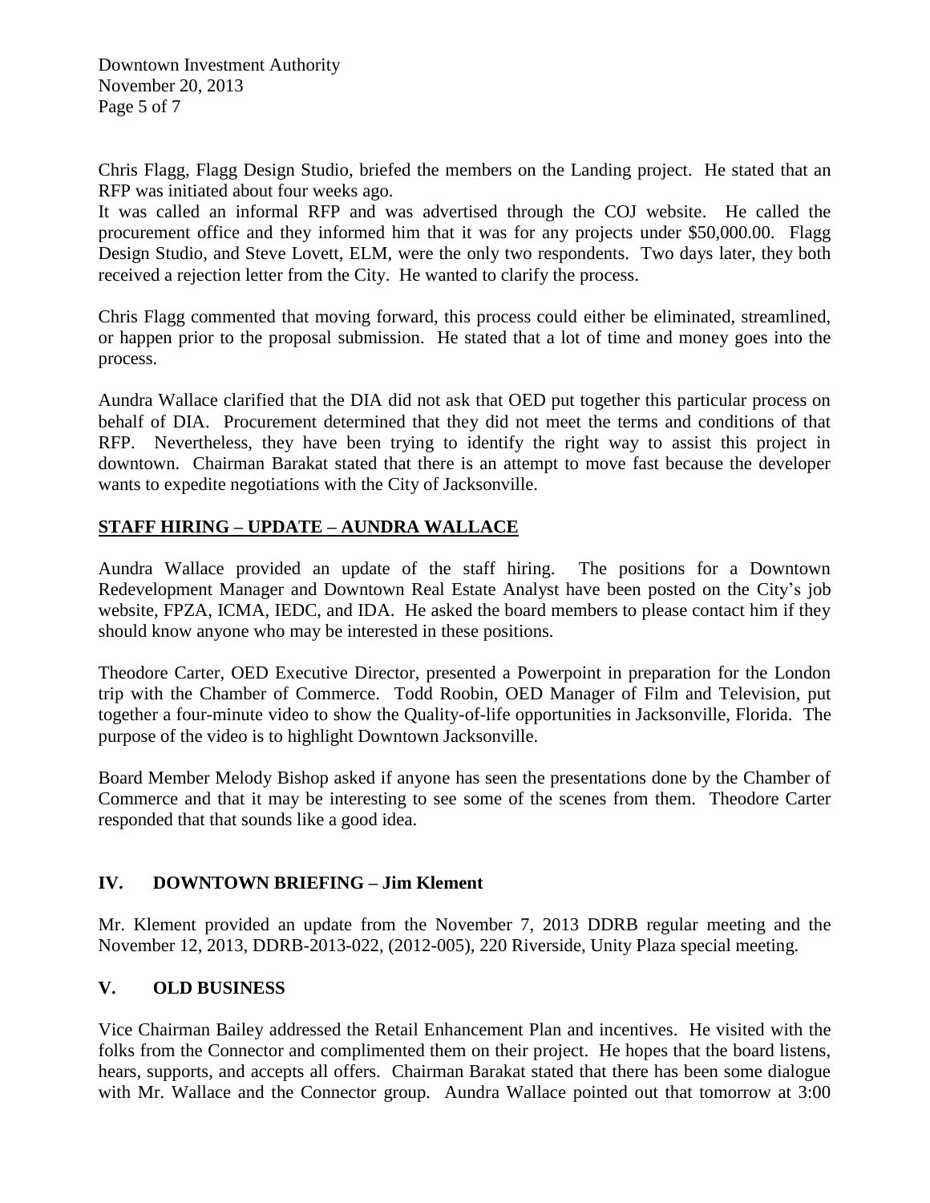Chris Flagg, Flagg Design Studio, briefed the members on the Landing project. He stated that an RFP was initiated about four weeks ago.
It was called an informal RFP and was advertised through the COJ website. He called the procurement office and they informed him that it was for any projects under $50,000.00. Flagg Design Studio, and Steve Lovett, ELM, were the only two respondents. Two days later, they both received a rejection letter from the City. He wanted to clarify the process.

Chris Flagg commented that moving forward, this process could either be eliminated, streamlined, or happen prior to the proposal submission. He stated that a lot of time and money goes into the process.

Aundra Wallace clarified that the DIA did not ask that OED put together this particular process on behalf of DIA. Procurement determined that they did not meet the terms and conditions of that RFP. Nevertheless, they have been trying to identify the right way to assist this project in downtown. Chairman Barakat stated that there is an attempt to move fast because the developer wants to expedite negotiations with the City of Jacksonville.

## STAFF HIRING – UPDATE – AUNDRA WALLACE

Aundra Wallace provided an update of the staff hiring. The positions for a Downtown Redevelopment Manager and Downtown Real Estate Analyst have been posted on the City's job website, FPZA, ICMA, IEDC, and IDA. He asked the board members to please contact him if they should know anyone who may be interested in these positions.

Theodore Carter, OED Executive Director, presented a Powerpoint in preparation for the London trip with the Chamber of Commerce. Todd Roobin, OED Manager of Film and Television, put together a four-minute video to show the Quality-of-life opportunities in Jacksonville, Florida. The purpose of the video is to highlight Downtown Jacksonville.

Board Member Melody Bishop asked if anyone has seen the presentations done by the Chamber of Commerce and that it may be interesting to see some of the scenes from them. Theodore Carter responded that that sounds like a good idea.

## IV. DOWNTOWN BRIEFING – Jim Klement

Mr. Klement provided an update from the November 7, 2013 DDRB regular meeting and the November 12, 2013, DDRB-2013-022, (2012-005), 220 Riverside, Unity Plaza special meeting.

## V. OLD BUSINESS

Vice Chairman Bailey addressed the Retail Enhancement Plan and incentives. He visited with the folks from the Connector and complimented them on their project. He hopes that the board listens, hears, supports, and accepts all offers. Chairman Barakat stated that there has been some dialogue with Mr. Wallace and the Connector group. Aundra Wallace pointed out that tomorrow at 3:00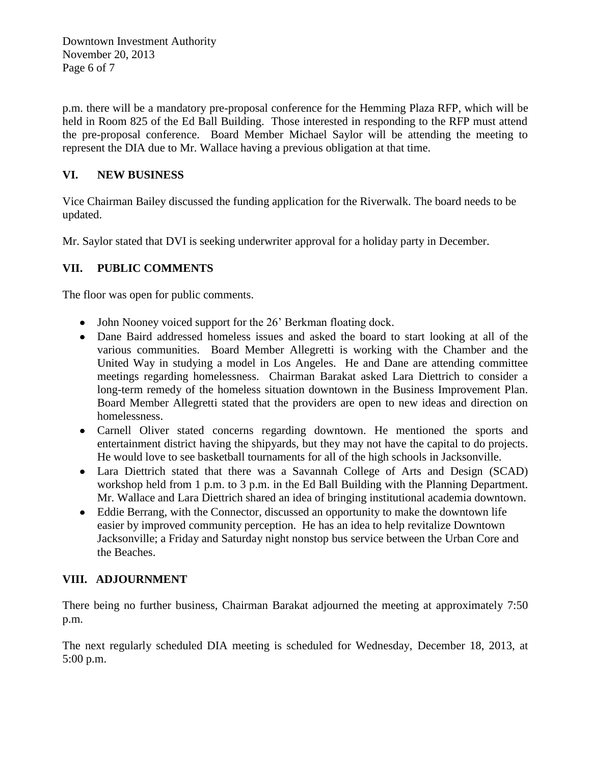p.m. there will be a mandatory pre-proposal conference for the Hemming Plaza RFP, which will be held in Room 825 of the Ed Ball Building. Those interested in responding to the RFP must attend the pre-proposal conference. Board Member Michael Saylor will be attending the meeting to represent the DIA due to Mr. Wallace having a previous obligation at that time.

## VI. NEW BUSINESS

Vice Chairman Bailey discussed the funding application for the Riverwalk. The board needs to be updated.

Mr. Saylor stated that DVI is seeking underwriter approval for a holiday party in December.

## VII. PUBLIC COMMENTS

The floor was open for public comments.

- John Nooney voiced support for the 26' Berkman floating dock.
- Dane Baird addressed homeless issues and asked the board to start looking at all of the various communities. Board Member Allegretti is working with the Chamber and the United Way in studying a model in Los Angeles. He and Dane are attending committee meetings regarding homelessness. Chairman Barakat asked Lara Diettrich to consider a long-term remedy of the homeless situation downtown in the Business Improvement Plan. Board Member Allegretti stated that the providers are open to new ideas and direction on homelessness.
- Carnell Oliver stated concerns regarding downtown. He mentioned the sports and entertainment district having the shipyards, but they may not have the capital to do projects. He would love to see basketball tournaments for all of the high schools in Jacksonville.
- Lara Diettrich stated that there was a Savannah College of Arts and Design (SCAD) workshop held from 1 p.m. to 3 p.m. in the Ed Ball Building with the Planning Department. Mr. Wallace and Lara Diettrich shared an idea of bringing institutional academia downtown.
- Eddie Berrang, with the Connector, discussed an opportunity to make the downtown life easier by improved community perception. He has an idea to help revitalize Downtown Jacksonville; a Friday and Saturday night nonstop bus service between the Urban Core and the Beaches.

## VIII. ADJOURNMENT

There being no further business, Chairman Barakat adjourned the meeting at approximately 7:50 p.m.

The next regularly scheduled DIA meeting is scheduled for Wednesday, December 18, 2013, at 5:00 p.m.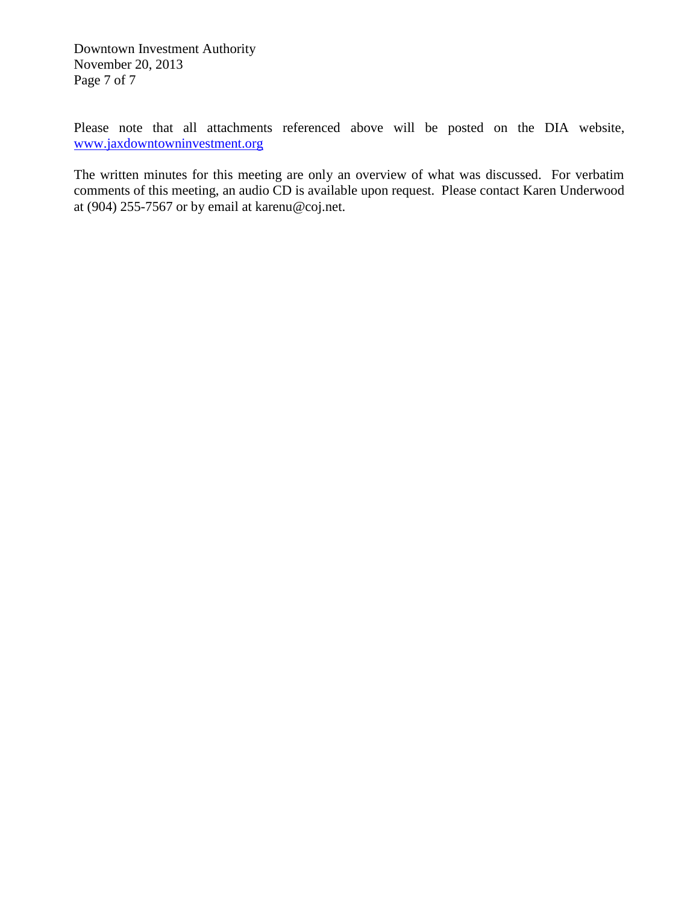Please note that all attachments referenced above will be posted on the DIA website, www.jaxdowntowninvestment.org

The written minutes for this meeting are only an overview of what was discussed. For verbatim comments of this meeting, an audio CD is available upon request. Please contact Karen Underwood at (904) 255-7567 or by email at karenu@coj.net.